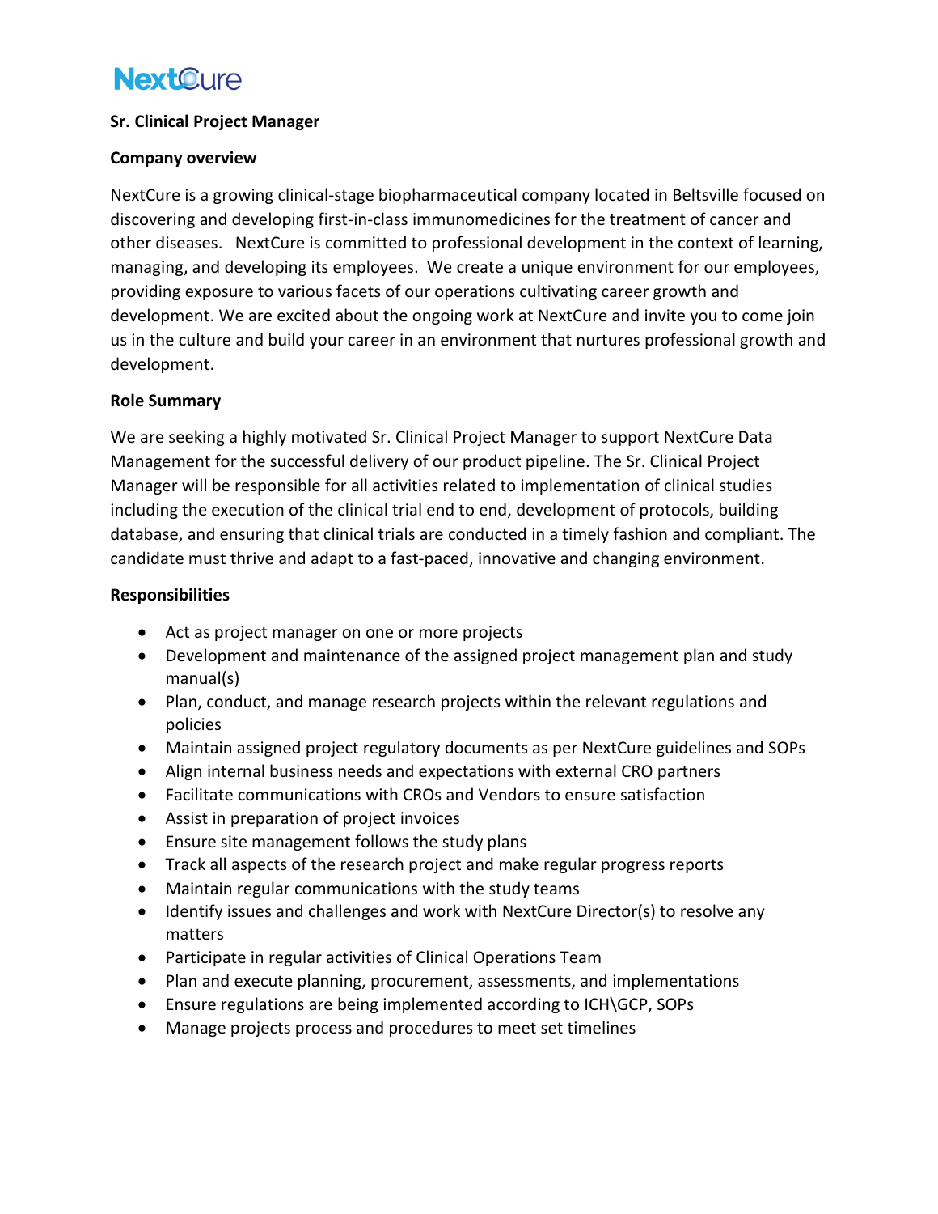NextCure

**Sr. Clinical Project Manager**

**Company overview**

NextCure is a growing clinical-stage biopharmaceutical company located in Beltsville focused on discovering and developing first-in-class immunomedicines for the treatment of cancer and other diseases. NextCure is committed to professional development in the context of learning, managing, and developing its employees. We create a unique environment for our employees, providing exposure to various facets of our operations cultivating career growth and development. We are excited about the ongoing work at NextCure and invite you to come join us in the culture and build your career in an environment that nurtures professional growth and development.

**Role Summary**

We are seeking a highly motivated Sr. Clinical Project Manager to support NextCure Data Management for the successful delivery of our product pipeline. The Sr. Clinical Project Manager will be responsible for all activities related to implementation of clinical studies including the execution of the clinical trial end to end, development of protocols, building database, and ensuring that clinical trials are conducted in a timely fashion and compliant. The candidate must thrive and adapt to a fast-paced, innovative and changing environment.

**Responsibilities**

- Act as project manager on one or more projects
- Development and maintenance of the assigned project management plan and study manual(s)
- Plan, conduct, and manage research projects within the relevant regulations and policies
- Maintain assigned project regulatory documents as per NextCure guidelines and SOPs
- Align internal business needs and expectations with external CRO partners
- Facilitate communications with CROs and Vendors to ensure satisfaction
- Assist in preparation of project invoices
- Ensure site management follows the study plans
- Track all aspects of the research project and make regular progress reports
- Maintain regular communications with the study teams
- Identify issues and challenges and work with NextCure Director(s) to resolve any matters
- Participate in regular activities of Clinical Operations Team
- Plan and execute planning, procurement, assessments, and implementations
- Ensure regulations are being implemented according to ICH\GCP, SOPs
- Manage projects process and procedures to meet set timelines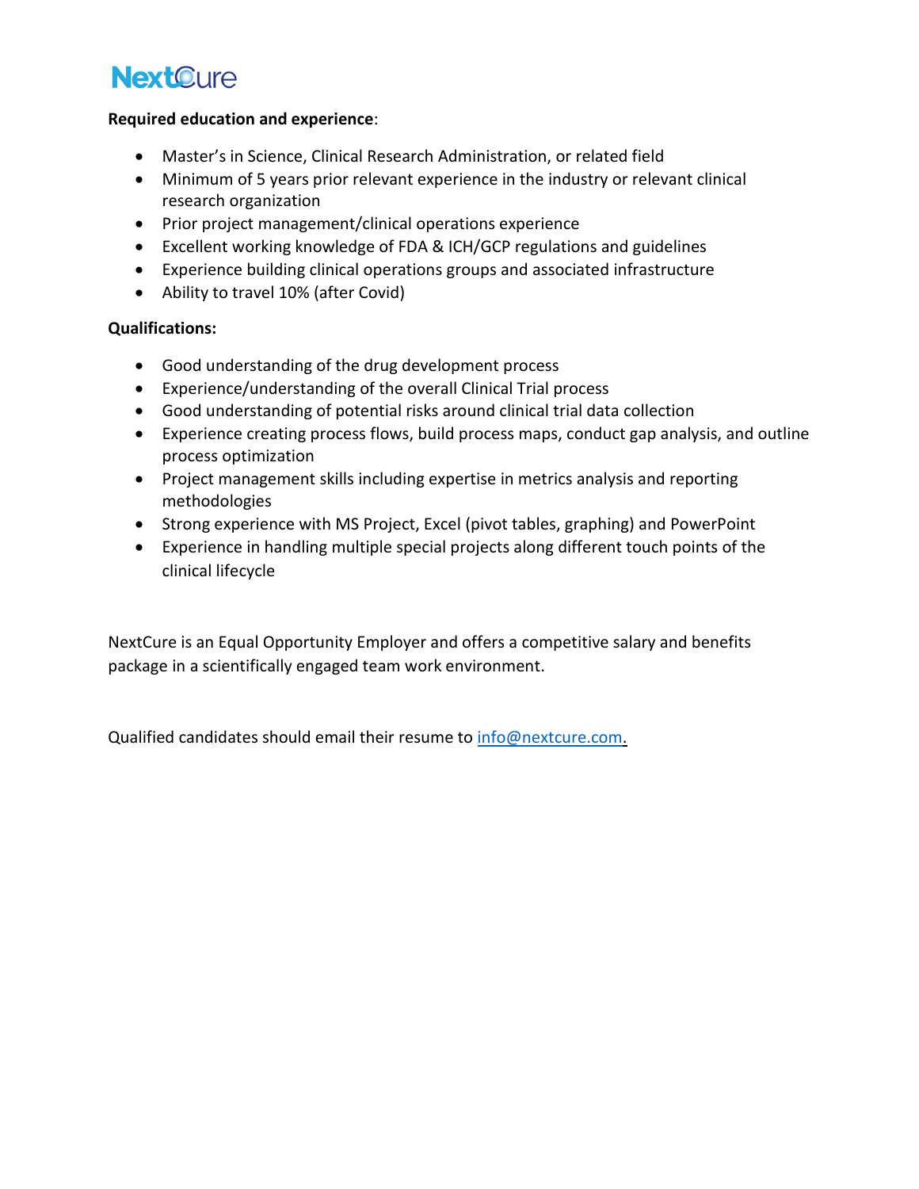NextCure

**Required education and experience**:

- Master's in Science, Clinical Research Administration, or related field
- Minimum of 5 years prior relevant experience in the industry or relevant clinical research organization
- Prior project management/clinical operations experience
- Excellent working knowledge of FDA & ICH/GCP regulations and guidelines
- Experience building clinical operations groups and associated infrastructure
- Ability to travel 10% (after Covid)

**Qualifications:**

- Good understanding of the drug development process
- Experience/understanding of the overall Clinical Trial process
- Good understanding of potential risks around clinical trial data collection
- Experience creating process flows, build process maps, conduct gap analysis, and outline process optimization
- Project management skills including expertise in metrics analysis and reporting methodologies
- Strong experience with MS Project, Excel (pivot tables, graphing) and PowerPoint
- Experience in handling multiple special projects along different touch points of the clinical lifecycle

NextCure is an Equal Opportunity Employer and offers a competitive salary and benefits package in a scientifically engaged team work environment.

Qualified candidates should email their resume to info@nextcure.com.